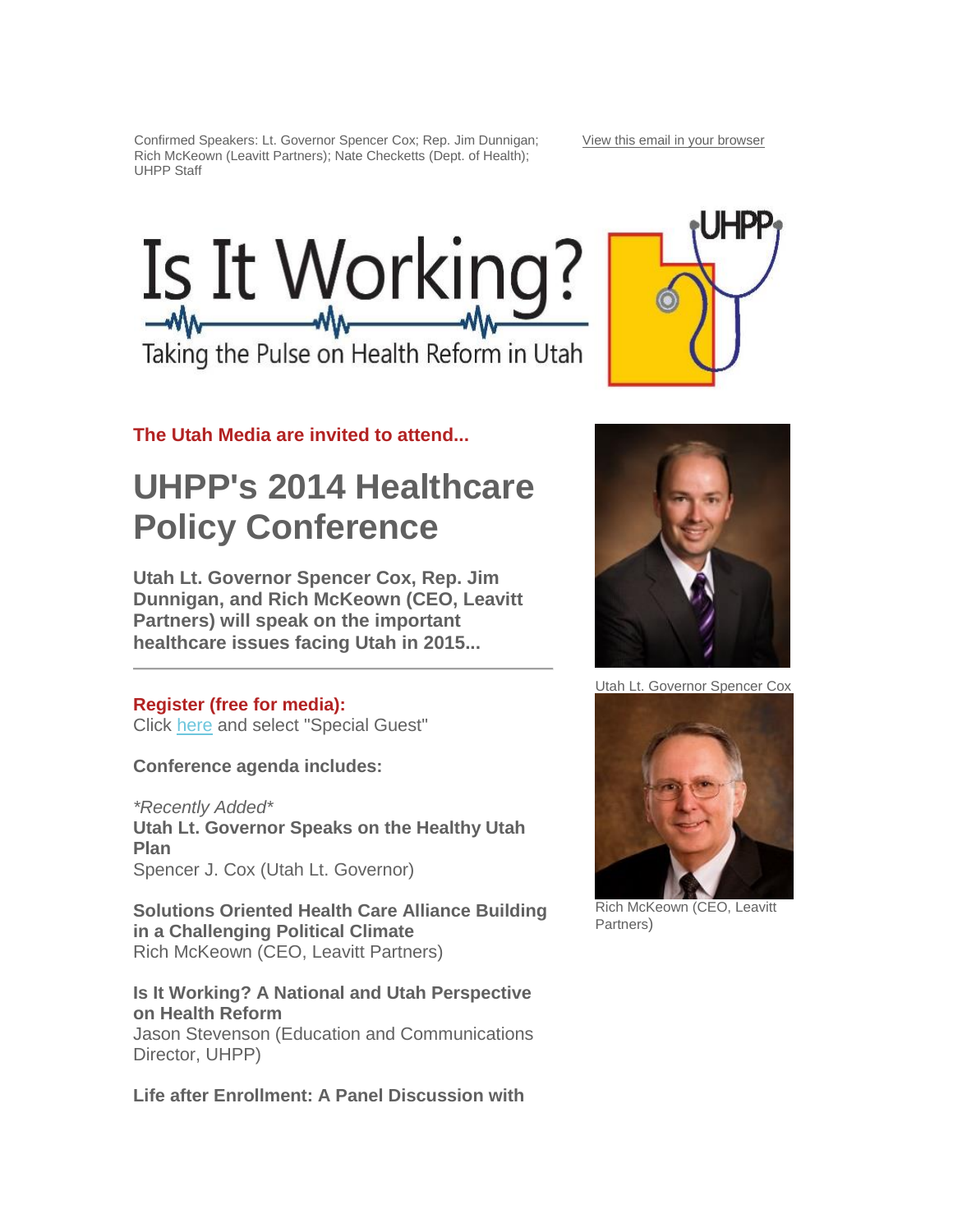Confirmed Speakers: Lt. Governor Spencer Cox; Rep. Jim Dunnigan; Rich McKeown (Leavitt Partners); Nate Checketts (Dept. of Health); UHPP Staff

View this email in your browser

# Is It Working?

Taking the Pulse on Health Reform in Utah

UHPP

**The Utah Media are invited to attend...**

# UHPP's 2014 Healthcare Policy Conference

**Utah Lt. Governor Spencer Cox, Rep. Jim Dunnigan, and Rich McKeown (CEO, Leavitt Partners) will speak on the important healthcare issues facing Utah in 2015...**

---

**Register (free for media):**
Click here and select "Special Guest"

**Conference agenda includes:**

*\*Recently Added\**
**Utah Lt. Governor Speaks on the Healthy Utah Plan**
Spencer J. Cox (Utah Lt. Governor)

**Solutions Oriented Health Care Alliance Building in a Challenging Political Climate**
Rich McKeown (CEO, Leavitt Partners)

**Is It Working? A National and Utah Perspective on Health Reform**
Jason Stevenson (Education and Communications Director, UHPP)

**Life after Enrollment: A Panel Discussion with**

Utah Lt. Governor Spencer Cox

Rich McKeown (CEO, Leavitt Partners)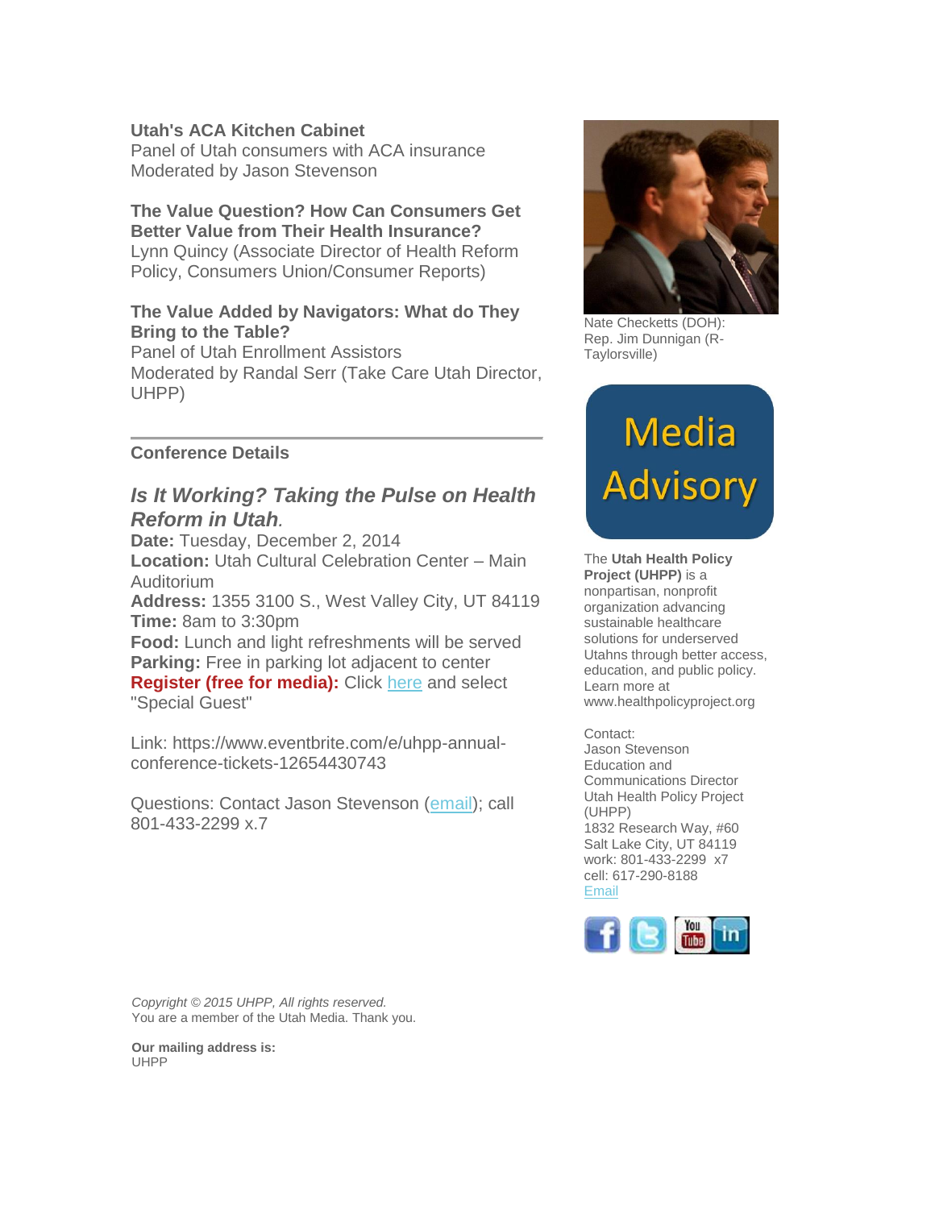**Utah's ACA Kitchen Cabinet**
Panel of Utah consumers with ACA insurance
Moderated by Jason Stevenson

**The Value Question? How Can Consumers Get Better Value from Their Health Insurance?**
Lynn Quincy (Associate Director of Health Reform Policy, Consumers Union/Consumer Reports)

**The Value Added by Navigators: What do They Bring to the Table?**
Panel of Utah Enrollment Assistors
Moderated by Randal Serr (Take Care Utah Director, UHPP)

---

**Conference Details**

***Is It Working? Taking the Pulse on Health Reform in Utah*.**

**Date:** Tuesday, December 2, 2014
**Location:** Utah Cultural Celebration Center – Main Auditorium
**Address:** 1355 3100 S., West Valley City, UT 84119
**Time:** 8am to 3:30pm
**Food:** Lunch and light refreshments will be served
**Parking:** Free in parking lot adjacent to center
**Register (free for media):** Click here and select "Special Guest"

Link: https://www.eventbrite.com/e/uhpp-annual-conference-tickets-12654430743

Questions: Contact Jason Stevenson (email); call 801-433-2299 x.7

Nate Checketts (DOH): Rep. Jim Dunnigan (R-Taylorsville)

Media Advisory

The **Utah Health Policy Project (UHPP)** is a nonpartisan, nonprofit organization advancing sustainable healthcare solutions for underserved Utahns through better access, education, and public policy. Learn more at www.healthpolicyproject.org

Contact:
Jason Stevenson
Education and Communications Director
Utah Health Policy Project (UHPP)
1832 Research Way, #60
Salt Lake City, UT 84119
work: 801-433-2299 x7
cell: 617-290-8188
Email

*Copyright © 2015 UHPP, All rights reserved.*
You are a member of the Utah Media. Thank you.

**Our mailing address is:**
UHPP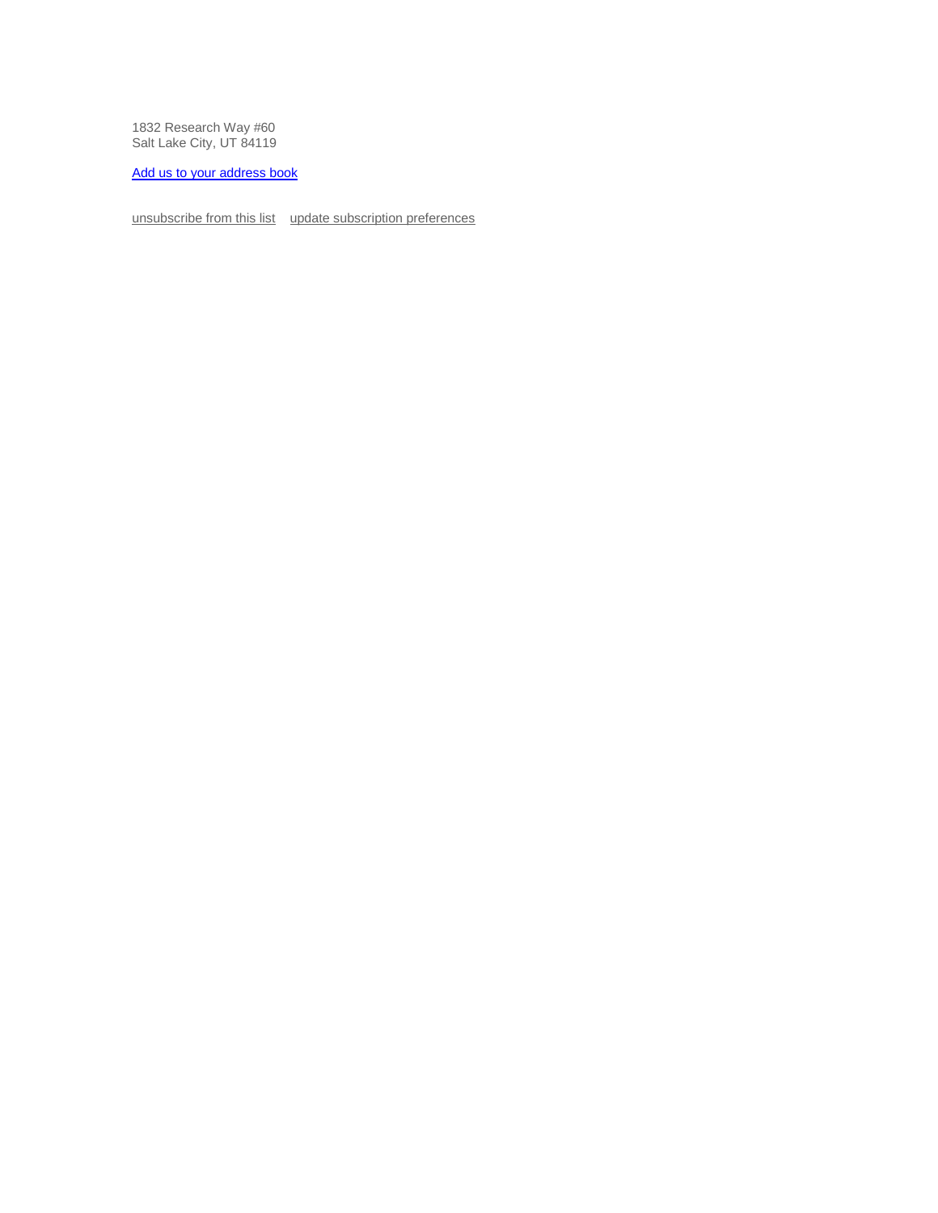1832 Research Way #60
Salt Lake City, UT 84119

Add us to your address book

unsubscribe from this list    update subscription preferences